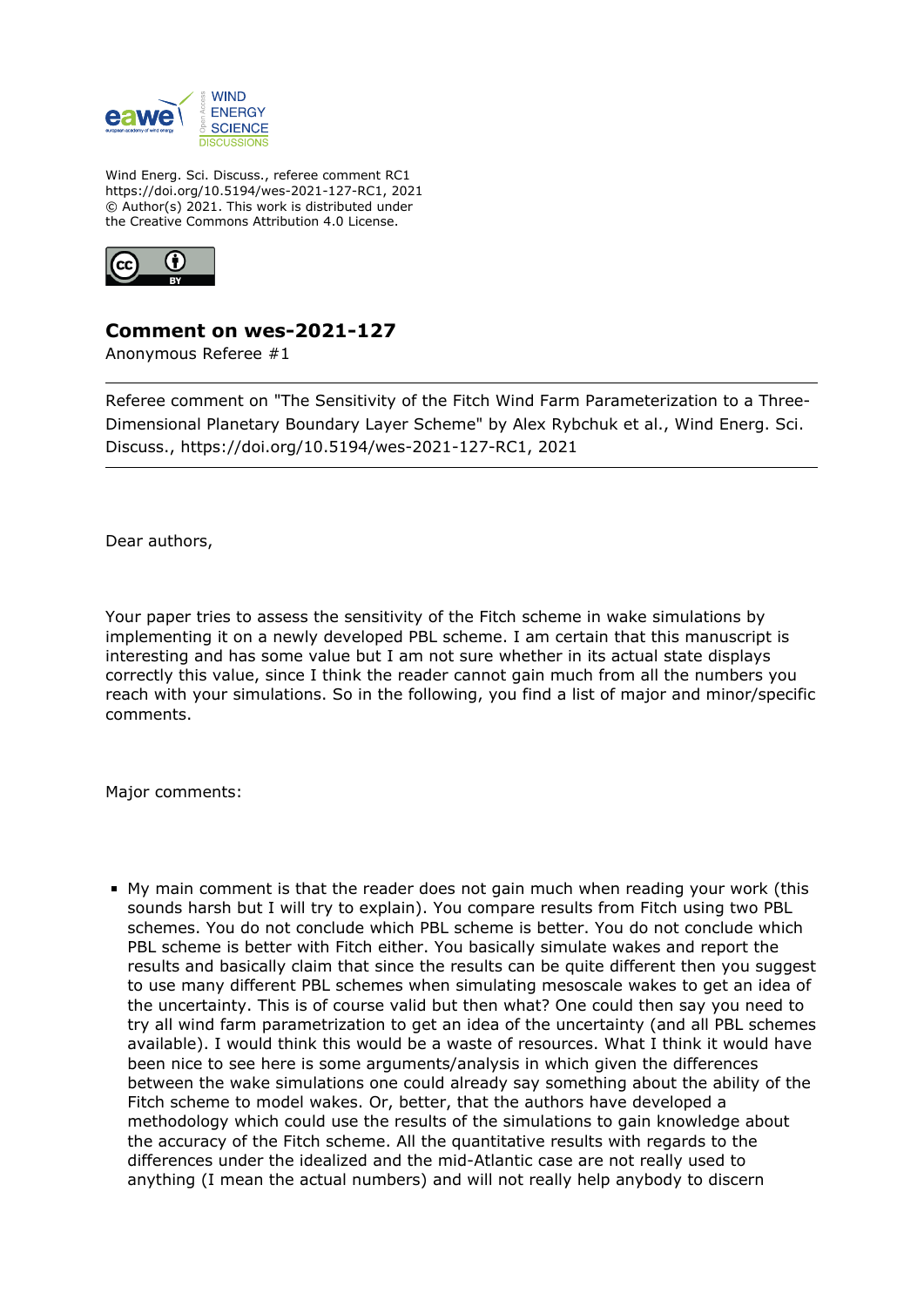Wind Energ. Sci. Discuss., referee comment RC1
https://doi.org/10.5194/wes-2021-127-RC1, 2021
© Author(s) 2021. This work is distributed under
the Creative Commons Attribution 4.0 License.

## Comment on wes-2021-127

Anonymous Referee #1

---

Referee comment on "The Sensitivity of the Fitch Wind Farm Parameterization to a Three-Dimensional Planetary Boundary Layer Scheme" by Alex Rybchuk et al., Wind Energ. Sci. Discuss., https://doi.org/10.5194/wes-2021-127-RC1, 2021

---

Dear authors,

Your paper tries to assess the sensitivity of the Fitch scheme in wake simulations by implementing it on a newly developed PBL scheme. I am certain that this manuscript is interesting and has some value but I am not sure whether in its actual state displays correctly this value, since I think the reader cannot gain much from all the numbers you reach with your simulations. So in the following, you find a list of major and minor/specific comments.

Major comments:

- My main comment is that the reader does not gain much when reading your work (this sounds harsh but I will try to explain). You compare results from Fitch using two PBL schemes. You do not conclude which PBL scheme is better. You do not conclude which PBL scheme is better with Fitch either. You basically simulate wakes and report the results and basically claim that since the results can be quite different then you suggest to use many different PBL schemes when simulating mesoscale wakes to get an idea of the uncertainty. This is of course valid but then what? One could then say you need to try all wind farm parametrization to get an idea of the uncertainty (and all PBL schemes available). I would think this would be a waste of resources. What I think it would have been nice to see here is some arguments/analysis in which given the differences between the wake simulations one could already say something about the ability of the Fitch scheme to model wakes. Or, better, that the authors have developed a methodology which could use the results of the simulations to gain knowledge about the accuracy of the Fitch scheme. All the quantitative results with regards to the differences under the idealized and the mid-Atlantic case are not really used to anything (I mean the actual numbers) and will not really help anybody to discern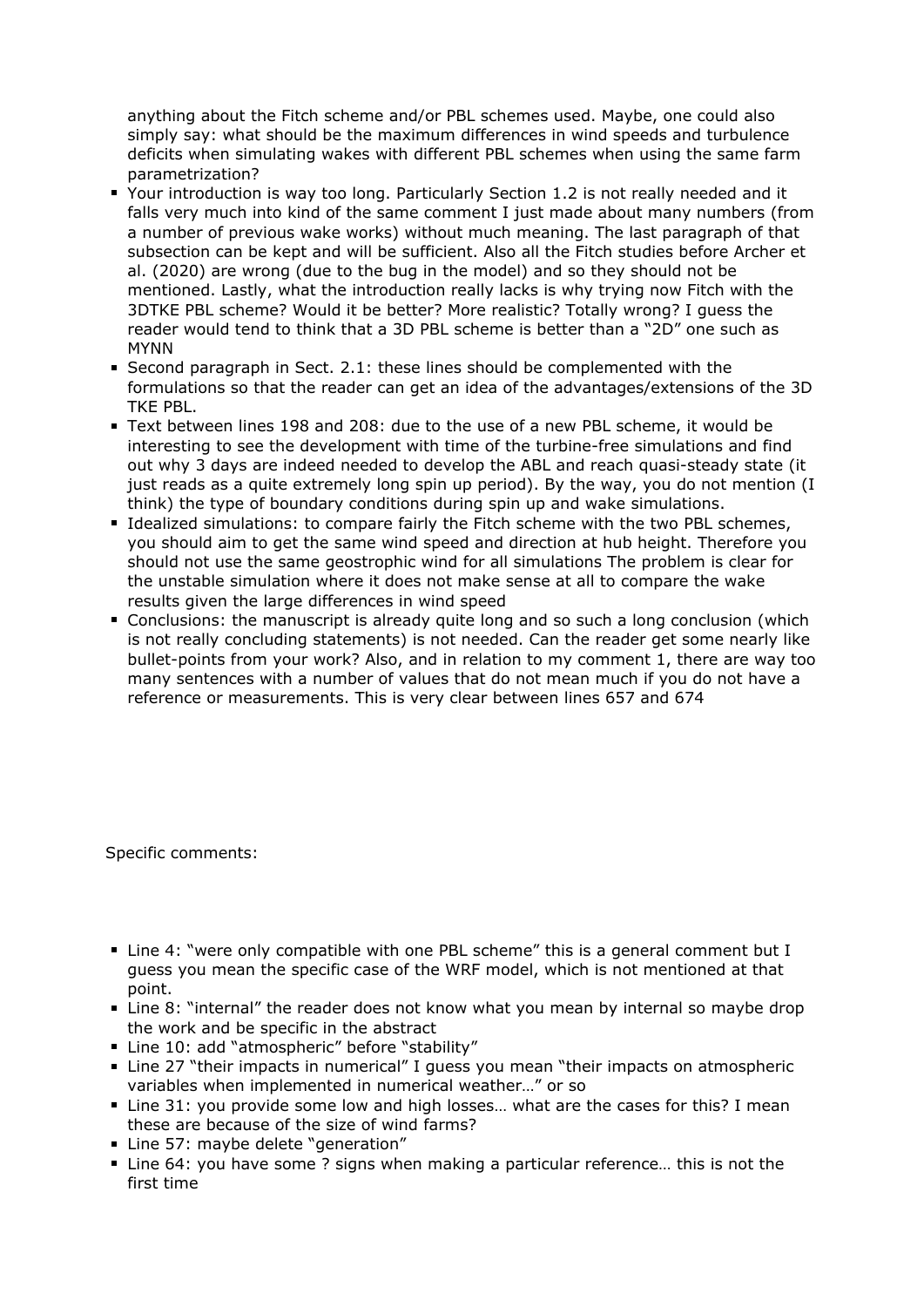anything about the Fitch scheme and/or PBL schemes used. Maybe, one could also simply say: what should be the maximum differences in wind speeds and turbulence deficits when simulating wakes with different PBL schemes when using the same farm parametrization?

- Your introduction is way too long. Particularly Section 1.2 is not really needed and it falls very much into kind of the same comment I just made about many numbers (from a number of previous wake works) without much meaning. The last paragraph of that subsection can be kept and will be sufficient. Also all the Fitch studies before Archer et al. (2020) are wrong (due to the bug in the model) and so they should not be mentioned. Lastly, what the introduction really lacks is why trying now Fitch with the 3DTKE PBL scheme? Would it be better? More realistic? Totally wrong? I guess the reader would tend to think that a 3D PBL scheme is better than a "2D" one such as MYNN
- Second paragraph in Sect. 2.1: these lines should be complemented with the formulations so that the reader can get an idea of the advantages/extensions of the 3D TKE PBL.
- Text between lines 198 and 208: due to the use of a new PBL scheme, it would be interesting to see the development with time of the turbine-free simulations and find out why 3 days are indeed needed to develop the ABL and reach quasi-steady state (it just reads as a quite extremely long spin up period). By the way, you do not mention (I think) the type of boundary conditions during spin up and wake simulations.
- Idealized simulations: to compare fairly the Fitch scheme with the two PBL schemes, you should aim to get the same wind speed and direction at hub height. Therefore you should not use the same geostrophic wind for all simulations The problem is clear for the unstable simulation where it does not make sense at all to compare the wake results given the large differences in wind speed
- Conclusions: the manuscript is already quite long and so such a long conclusion (which is not really concluding statements) is not needed. Can the reader get some nearly like bullet-points from your work? Also, and in relation to my comment 1, there are way too many sentences with a number of values that do not mean much if you do not have a reference or measurements. This is very clear between lines 657 and 674

Specific comments:

- Line 4: "were only compatible with one PBL scheme" this is a general comment but I guess you mean the specific case of the WRF model, which is not mentioned at that point.
- Line 8: "internal" the reader does not know what you mean by internal so maybe drop the work and be specific in the abstract
- Line 10: add "atmospheric" before "stability"
- Line 27 "their impacts in numerical" I guess you mean "their impacts on atmospheric variables when implemented in numerical weather…" or so
- Line 31: you provide some low and high losses… what are the cases for this? I mean these are because of the size of wind farms?
- Line 57: maybe delete "generation"
- Line 64: you have some ? signs when making a particular reference… this is not the first time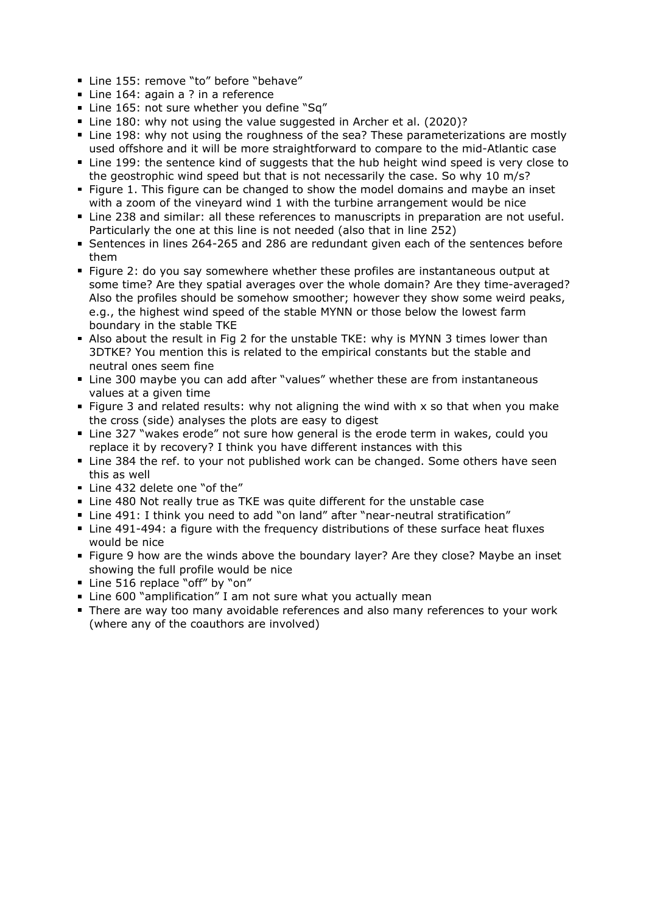- Line 155: remove "to" before "behave"
- Line 164: again a ? in a reference
- Line 165: not sure whether you define "Sq"
- Line 180: why not using the value suggested in Archer et al. (2020)?
- Line 198: why not using the roughness of the sea? These parameterizations are mostly used offshore and it will be more straightforward to compare to the mid-Atlantic case
- Line 199: the sentence kind of suggests that the hub height wind speed is very close to the geostrophic wind speed but that is not necessarily the case. So why 10 m/s?
- Figure 1. This figure can be changed to show the model domains and maybe an inset with a zoom of the vineyard wind 1 with the turbine arrangement would be nice
- Line 238 and similar: all these references to manuscripts in preparation are not useful. Particularly the one at this line is not needed (also that in line 252)
- Sentences in lines 264-265 and 286 are redundant given each of the sentences before them
- Figure 2: do you say somewhere whether these profiles are instantaneous output at some time? Are they spatial averages over the whole domain? Are they time-averaged? Also the profiles should be somehow smoother; however they show some weird peaks, e.g., the highest wind speed of the stable MYNN or those below the lowest farm boundary in the stable TKE
- Also about the result in Fig 2 for the unstable TKE: why is MYNN 3 times lower than 3DTKE? You mention this is related to the empirical constants but the stable and neutral ones seem fine
- Line 300 maybe you can add after "values" whether these are from instantaneous values at a given time
- Figure 3 and related results: why not aligning the wind with x so that when you make the cross (side) analyses the plots are easy to digest
- Line 327 "wakes erode" not sure how general is the erode term in wakes, could you replace it by recovery? I think you have different instances with this
- Line 384 the ref. to your not published work can be changed. Some others have seen this as well
- Line 432 delete one "of the"
- Line 480 Not really true as TKE was quite different for the unstable case
- Line 491: I think you need to add "on land" after "near-neutral stratification"
- Line 491-494: a figure with the frequency distributions of these surface heat fluxes would be nice
- Figure 9 how are the winds above the boundary layer? Are they close? Maybe an inset showing the full profile would be nice
- Line 516 replace "off" by "on"
- Line 600 "amplification" I am not sure what you actually mean
- There are way too many avoidable references and also many references to your work (where any of the coauthors are involved)